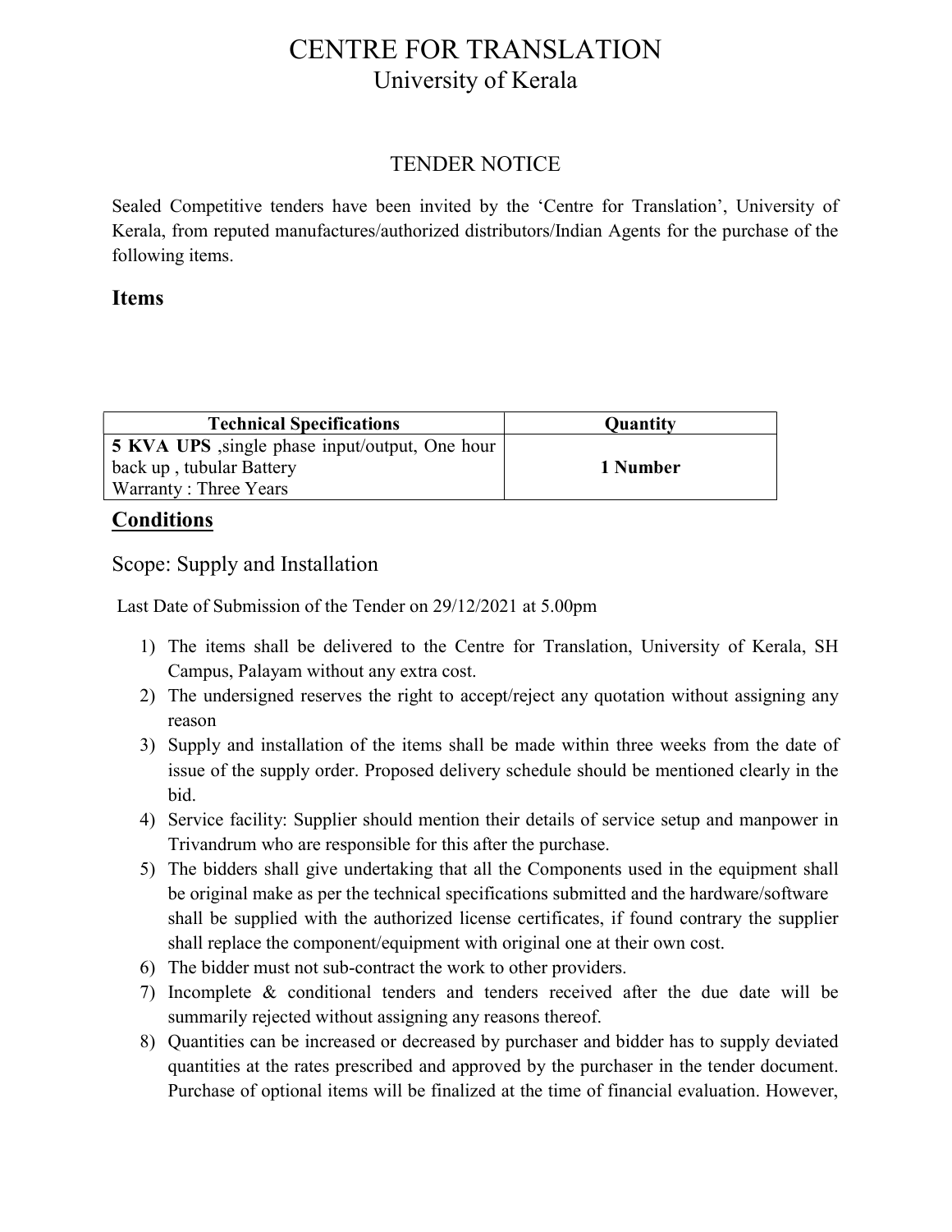# CENTRE FOR TRANSLATION
## University of Kerala

### TENDER NOTICE

Sealed Competitive tenders have been invited by the 'Centre for Translation', University of Kerala, from reputed manufactures/authorized distributors/Indian Agents for the purchase of the following items.

## Items

| Technical Specifications | Quantity |
| --- | --- |
| **5 KVA UPS** ,single phase input/output, One hour back up , tubular Battery<br>Warranty : Three Years | **1 Number** |

## Conditions

Scope: Supply and Installation

Last Date of Submission of the Tender on 29/12/2021 at 5.00pm

1) The items shall be delivered to the Centre for Translation, University of Kerala, SH Campus, Palayam without any extra cost.
2) The undersigned reserves the right to accept/reject any quotation without assigning any reason
3) Supply and installation of the items shall be made within three weeks from the date of issue of the supply order. Proposed delivery schedule should be mentioned clearly in the bid.
4) Service facility: Supplier should mention their details of service setup and manpower in Trivandrum who are responsible for this after the purchase.
5) The bidders shall give undertaking that all the Components used in the equipment shall be original make as per the technical specifications submitted and the hardware/software shall be supplied with the authorized license certificates, if found contrary the supplier shall replace the component/equipment with original one at their own cost.
6) The bidder must not sub-contract the work to other providers.
7) Incomplete & conditional tenders and tenders received after the due date will be summarily rejected without assigning any reasons thereof.
8) Quantities can be increased or decreased by purchaser and bidder has to supply deviated quantities at the rates prescribed and approved by the purchaser in the tender document. Purchase of optional items will be finalized at the time of financial evaluation. However,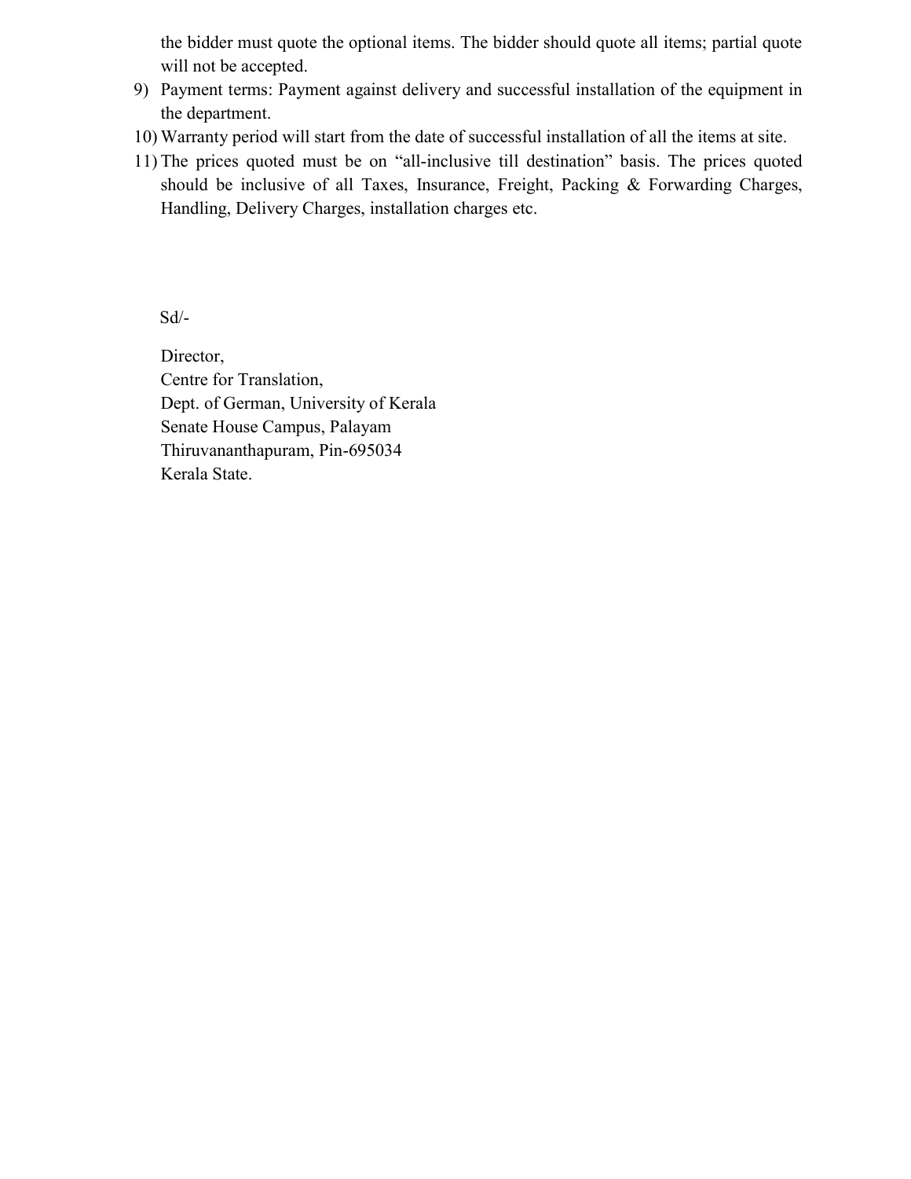the bidder must quote the optional items. The bidder should quote all items; partial quote will not be accepted.

9) Payment terms: Payment against delivery and successful installation of the equipment in the department.
10) Warranty period will start from the date of successful installation of all the items at site.
11) The prices quoted must be on "all-inclusive till destination" basis. The prices quoted should be inclusive of all Taxes, Insurance, Freight, Packing & Forwarding Charges, Handling, Delivery Charges, installation charges etc.

Sd/-

Director,
Centre for Translation,
Dept. of German, University of Kerala
Senate House Campus, Palayam
Thiruvananthapuram, Pin-695034
Kerala State.